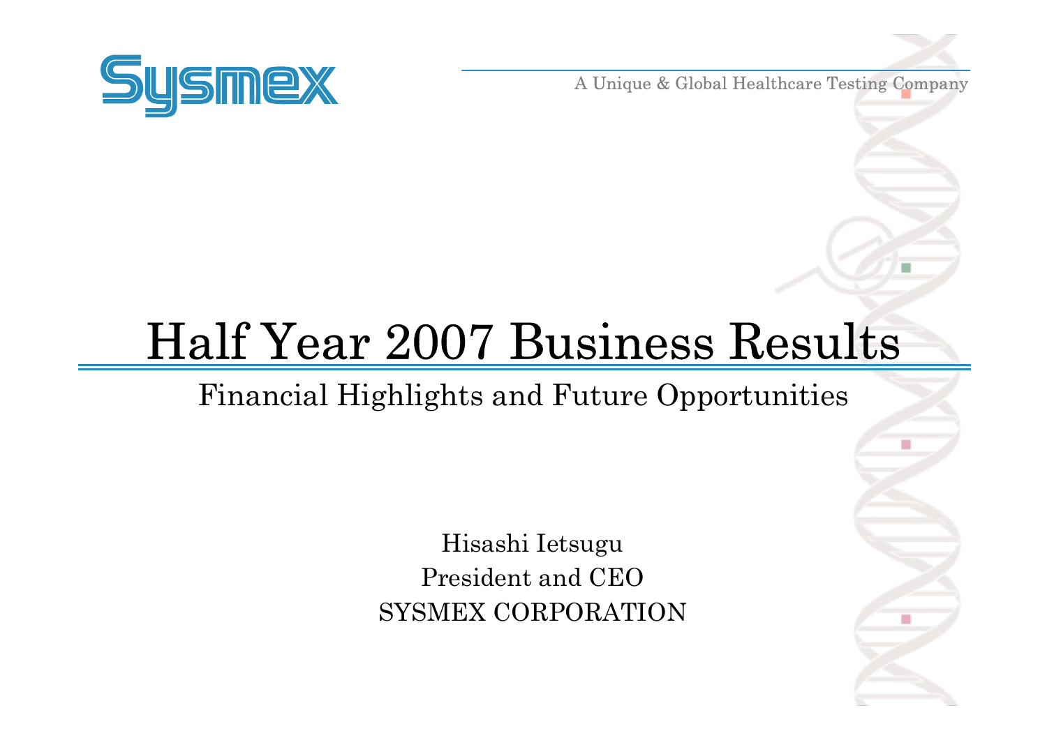Sysmex

A Unique & Global Healthcare Testing Company

# Half Year 2007 Business Results

## Financial Highlights and Future Opportunities

Hisashi Ietsugu
President and CEO
SYSMEX CORPORATION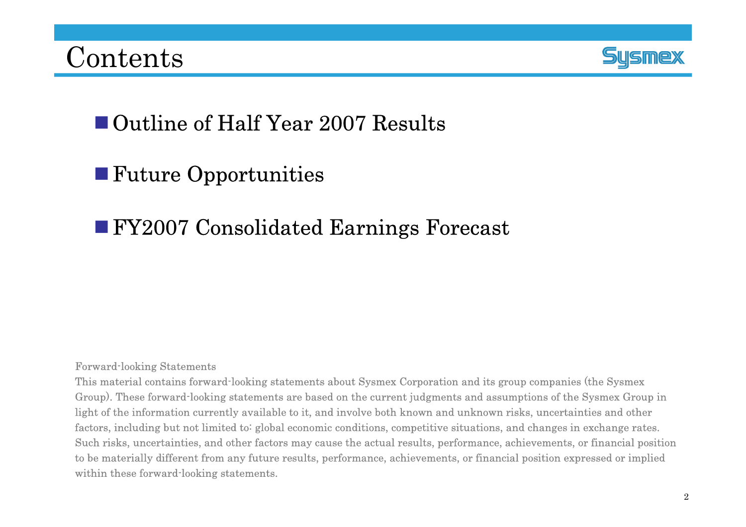# Contents

- Outline of Half Year 2007 Results
- Future Opportunities
- FY2007 Consolidated Earnings Forecast

Forward-looking Statements

This material contains forward-looking statements about Sysmex Corporation and its group companies (the Sysmex Group). These forward-looking statements are based on the current judgments and assumptions of the Sysmex Group in light of the information currently available to it, and involve both known and unknown risks, uncertainties and other factors, including but not limited to: global economic conditions, competitive situations, and changes in exchange rates. Such risks, uncertainties, and other factors may cause the actual results, performance, achievements, or financial position to be materially different from any future results, performance, achievements, or financial position expressed or implied within these forward-looking statements.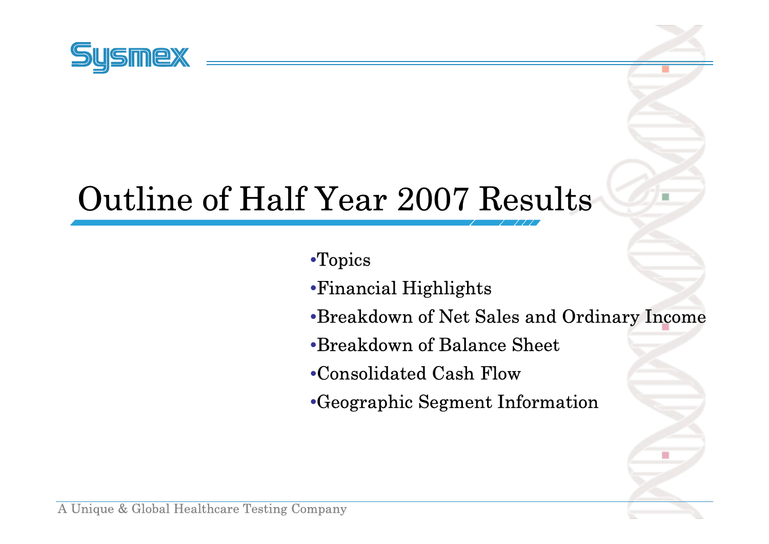# Outline of Half Year 2007 Results

- Topics
- Financial Highlights
- Breakdown of Net Sales and Ordinary Income
- Breakdown of Balance Sheet
- Consolidated Cash Flow
- Geographic Segment Information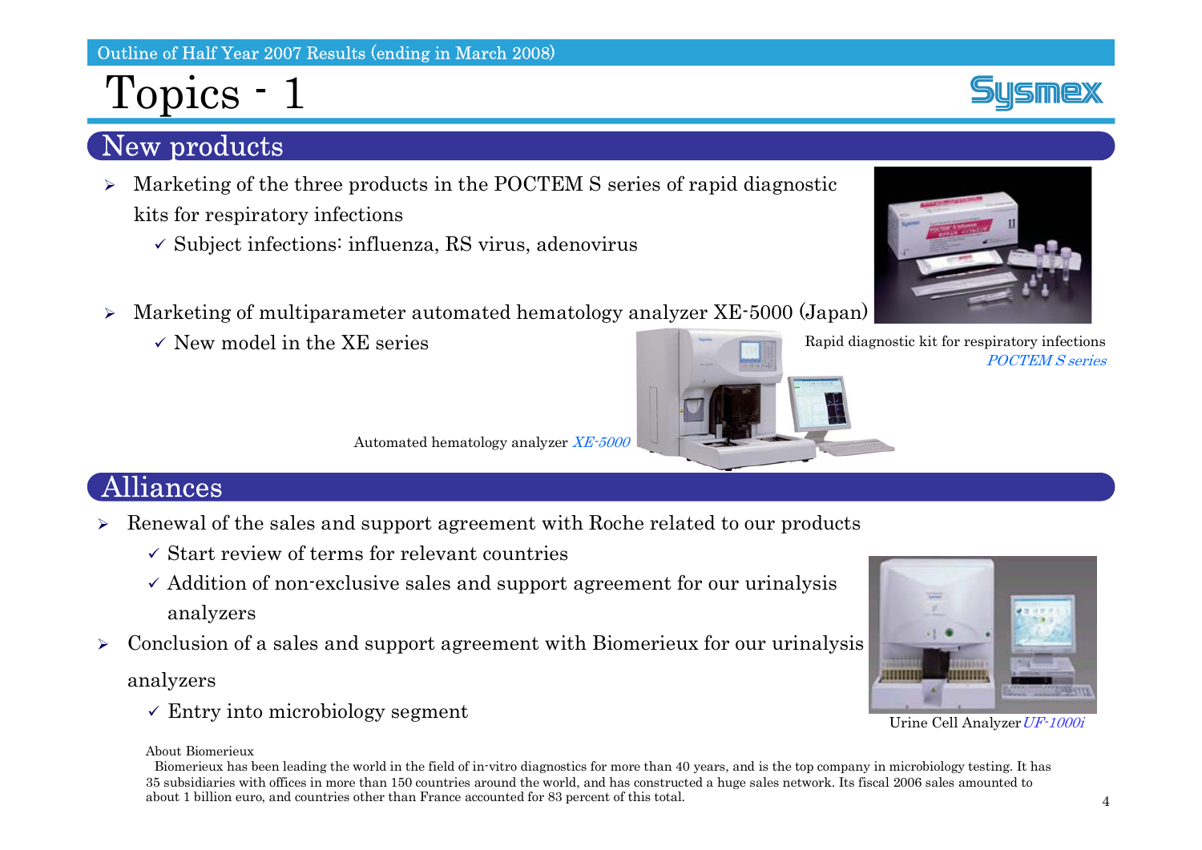# Topics - 1

## New products

- Marketing of the three products in the POCTEM S series of rapid diagnostic kits for respiratory infections
  - ✓ Subject infections: influenza, RS virus, adenovirus
- Marketing of multiparameter automated hematology analyzer XE-5000 (Japan)
  - ✓ New model in the XE series

Rapid diagnostic kit for respiratory infections *POCTEM S series*

Automated hematology analyzer *XE-5000*

## Alliances

- Renewal of the sales and support agreement with Roche related to our products
  - ✓ Start review of terms for relevant countries
  - ✓ Addition of non-exclusive sales and support agreement for our urinalysis analyzers
- Conclusion of a sales and support agreement with Biomerieux for our urinalysis analyzers
  - ✓ Entry into microbiology segment

Urine Cell Analyzer *UF-1000i*

About Biomerieux

Biomerieux has been leading the world in the field of in-vitro diagnostics for more than 40 years, and is the top company in microbiology testing. It has 35 subsidiaries with offices in more than 150 countries around the world, and has constructed a huge sales network. Its fiscal 2006 sales amounted to about 1 billion euro, and countries other than France accounted for 83 percent of this total.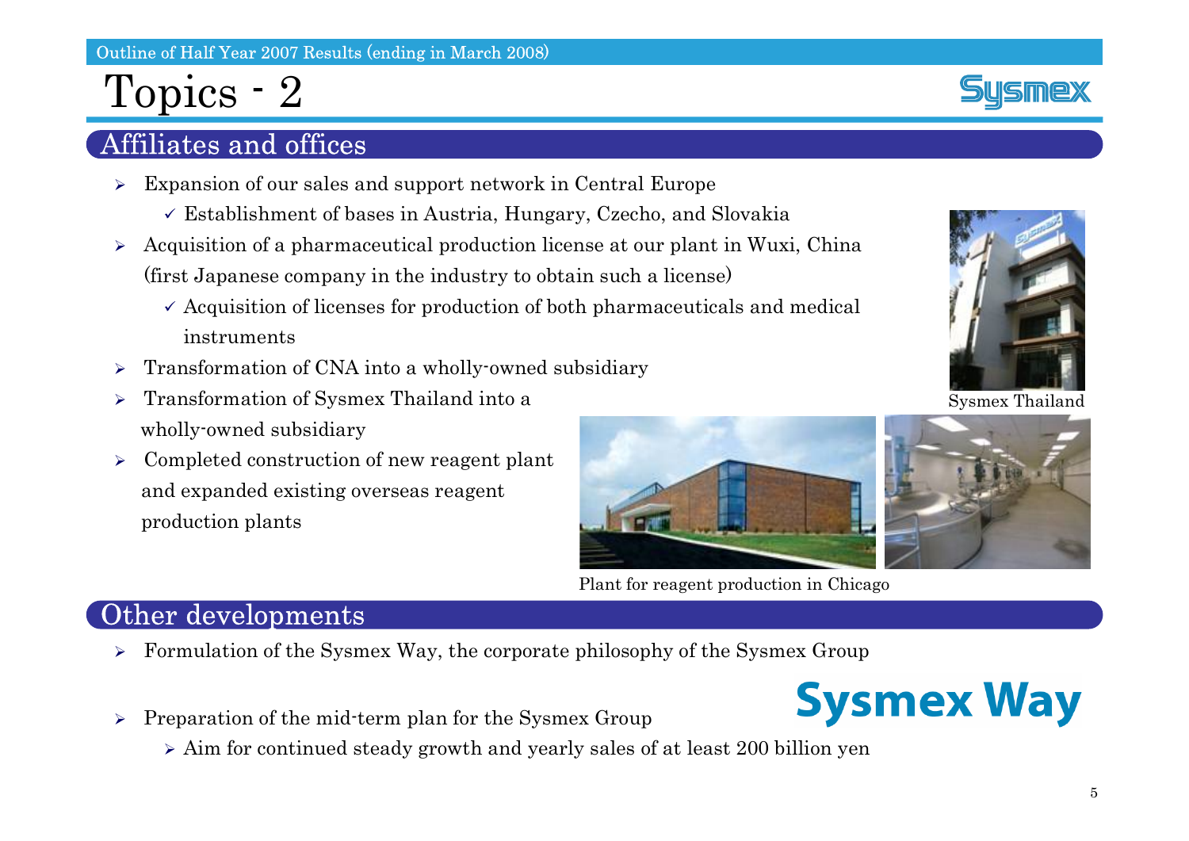# Topics - 2

## Affiliates and offices

- Expansion of our sales and support network in Central Europe
  - ✓ Establishment of bases in Austria, Hungary, Czecho, and Slovakia
- Acquisition of a pharmaceutical production license at our plant in Wuxi, China (first Japanese company in the industry to obtain such a license)
  - ✓ Acquisition of licenses for production of both pharmaceuticals and medical instruments
- Transformation of CNA into a wholly-owned subsidiary
- Transformation of Sysmex Thailand into a wholly-owned subsidiary
- Completed construction of new reagent plant and expanded existing overseas reagent production plants

Sysmex Thailand

Plant for reagent production in Chicago

## Other developments

- Formulation of the Sysmex Way, the corporate philosophy of the Sysmex Group
- Preparation of the mid-term plan for the Sysmex Group
  - Aim for continued steady growth and yearly sales of at least 200 billion yen

Sysmex Way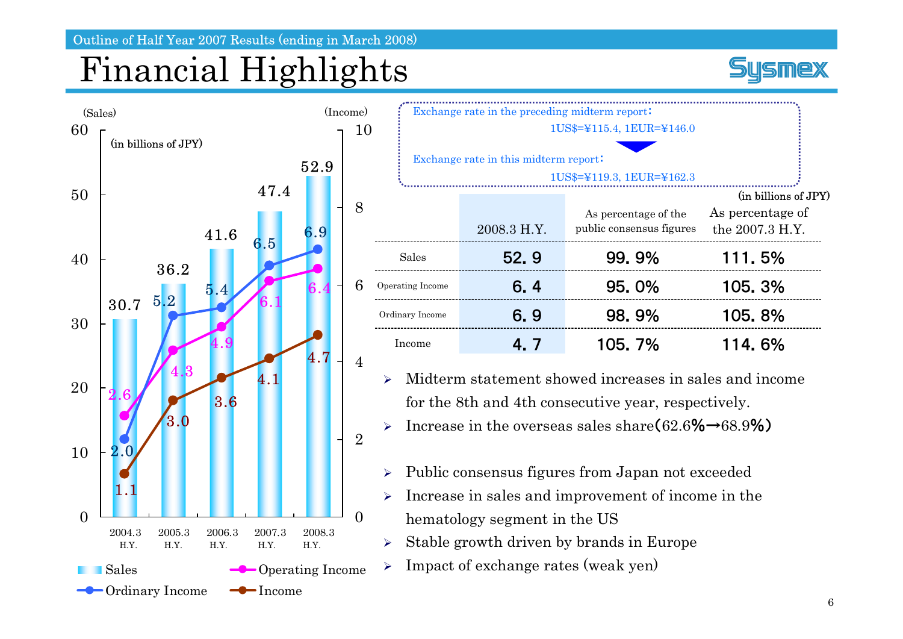Outline of Half Year 2007 Results (ending in March 2008)

# Financial Highlights

(in billions of JPY)

| | 2004.3 H.Y. | 2005.3 H.Y. | 2006.3 H.Y. | 2007.3 H.Y. | 2008.3 H.Y. |
|---|---|---|---|---|---|
| Sales | 30.7 | 36.2 | 41.6 | 47.4 | 52.9 |
| Operating Income | 2.6 | 4.3 | 4.9 | 6.1 | 6.4 |
| Ordinary Income | 2.0 | 5.2 | 5.4 | 6.5 | 6.9 |
| Income | 1.1 | 3.0 | 3.6 | 4.1 | 4.7 |

Exchange rate in the preceding midterm report：
1US$=¥115.4, 1EUR=¥146.0

Exchange rate in this midterm report：
1US$=¥119.3, 1EUR=¥162.3

(in billions of JPY)

| | 2008.3 H.Y. | As percentage of the public consensus figures | As percentage of the 2007.3 H.Y. |
|---|---|---|---|
| Sales | 52.9 | 99.9% | 111.5% |
| Operating Income | 6.4 | 95.0% | 105.3% |
| Ordinary Income | 6.9 | 98.9% | 105.8% |
| Income | 4.7 | 105.7% | 114.6% |

- Midterm statement showed increases in sales and income for the 8th and 4th consecutive year, respectively.
- Increase in the overseas sales share(62.6%→68.9%)

- Public consensus figures from Japan not exceeded
- Increase in sales and improvement of income in the hematology segment in the US
- Stable growth driven by brands in Europe
- Impact of exchange rates (weak yen)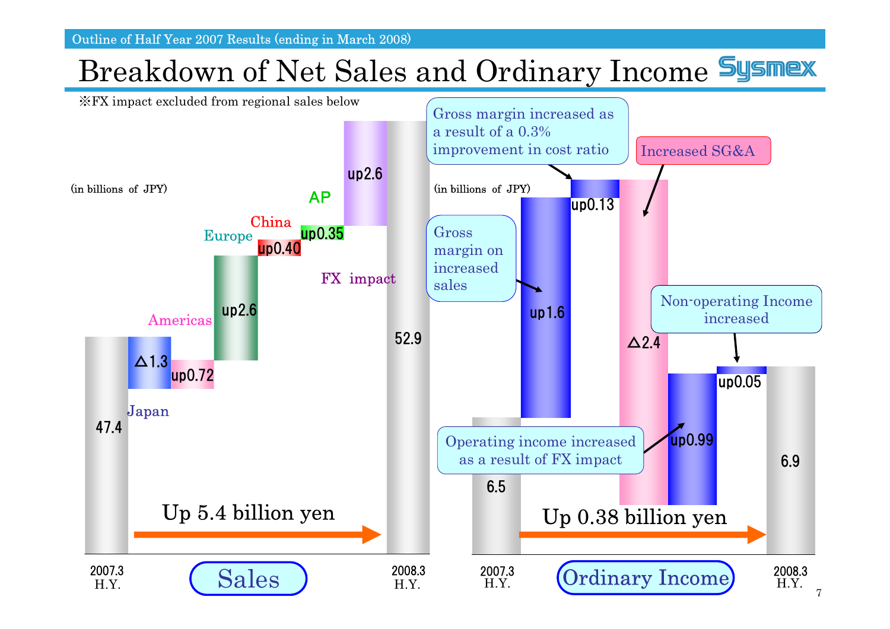# Breakdown of Net Sales and Ordinary Income

※FX impact excluded from regional sales below

## Sales

(in billions of JPY)

| Item | Value |
|---|---|
| 2007.3 H.Y. | 47.4 |
| Japan | △1.3 |
| Americas | up0.72 |
| Europe | up2.6 |
| China | up0.40 |
| AP | up0.35 |
| FX impact | up2.6 |
| 2008.3 H.Y. | 52.9 |

Up 5.4 billion yen

## Ordinary Income

(in billions of JPY)

| Item | Value |
|---|---|
| 2007.3 H.Y. | 6.5 |
| Gross margin on increased sales | up1.6 |
| Gross margin increased as a result of a 0.3% improvement in cost ratio | up0.13 |
| Increased SG&A | △2.4 |
| Operating income increased as a result of FX impact | up0.99 |
| Non-operating Income increased | up0.05 |
| 2008.3 H.Y. | 6.9 |

Up 0.38 billion yen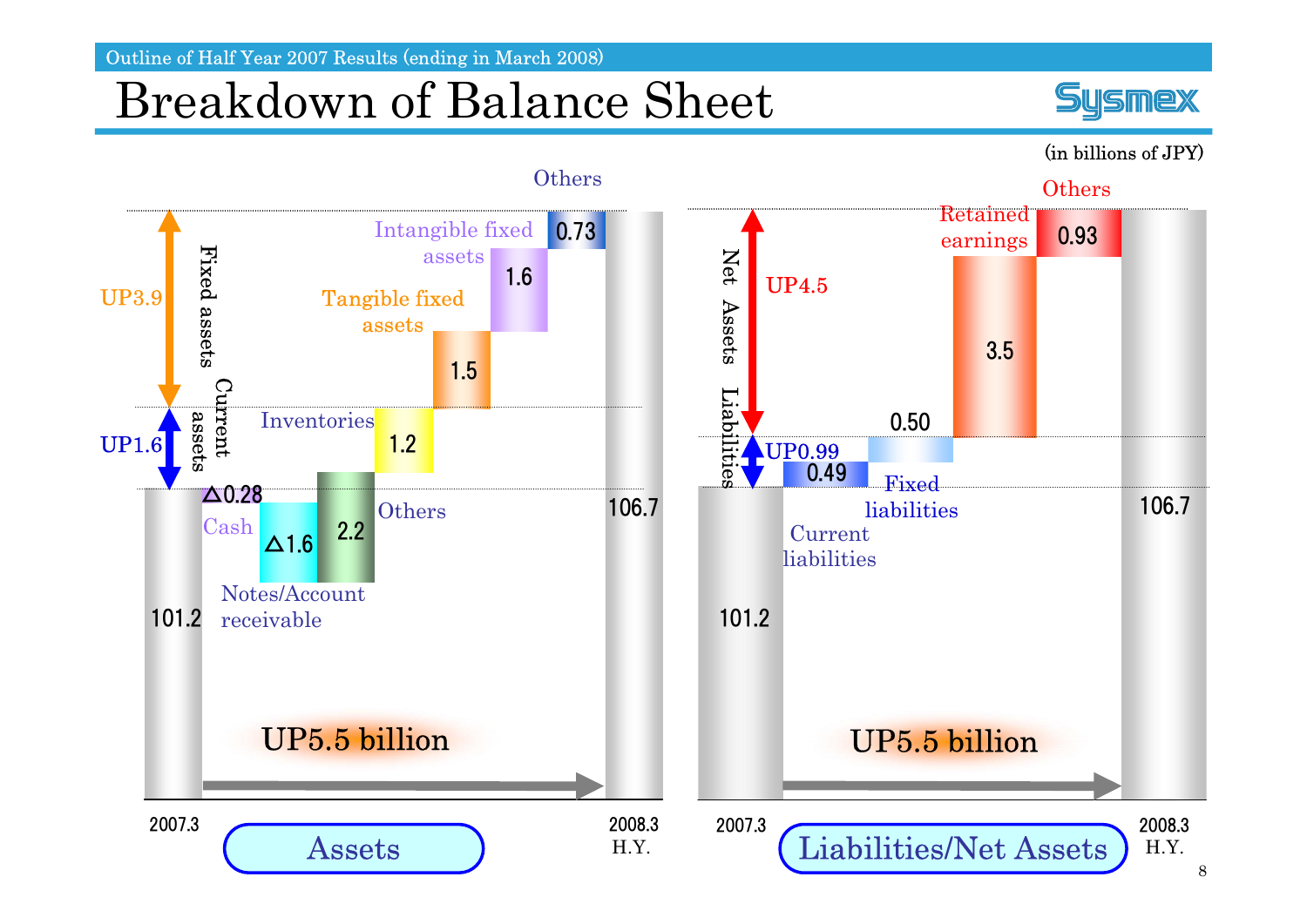# Breakdown of Balance Sheet

(in billions of JPY)

## Assets

| Item | Change |
| --- | --- |
| 2007.3 | 101.2 |
| Cash | △0.28 |
| Notes/Account receivable | △1.6 |
| Others | 2.2 |
| Inventories | 1.2 |
| Tangible fixed assets | 1.5 |
| Intangible fixed assets | 1.6 |
| Others | 0.73 |
| 2008.3 H.Y. | 106.7 |

Current assets: UP1.6

Fixed assets: UP3.9

UP5.5 billion

## Liabilities/Net Assets

| Item | Change |
| --- | --- |
| 2007.3 | 101.2 |
| Current liabilities | 0.49 |
| Fixed liabilities | 0.50 |
| Retained earnings | 3.5 |
| Others | 0.93 |
| 2008.3 H.Y. | 106.7 |

Liabilities: UP0.99

Net Assets: UP4.5

UP5.5 billion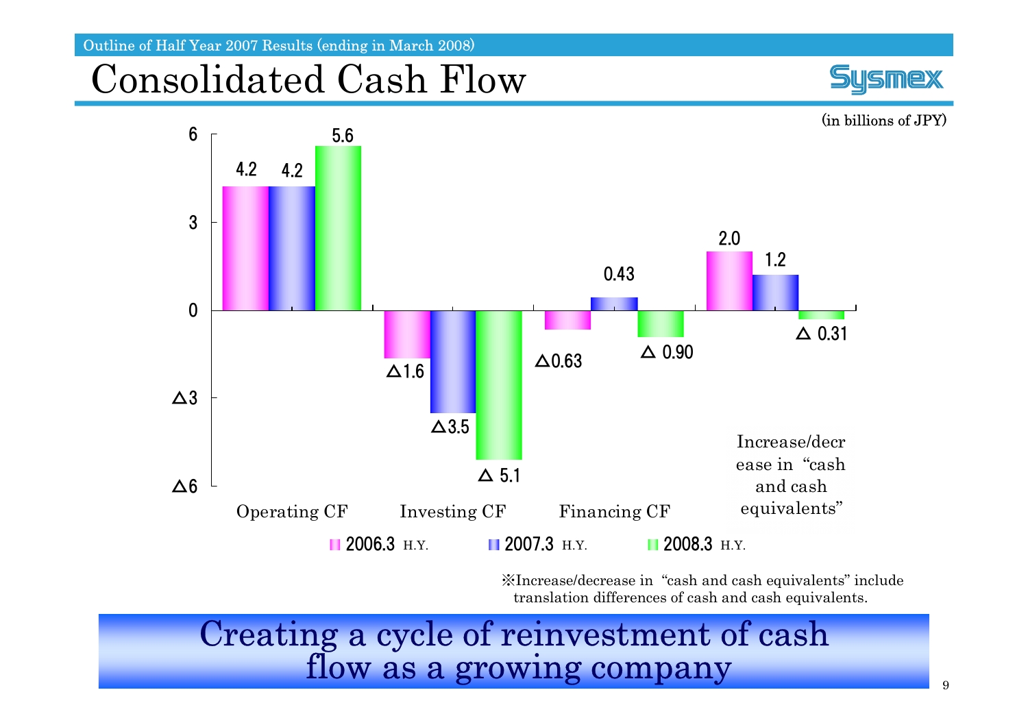Outline of Half Year 2007 Results (ending in March 2008)

# Consolidated Cash Flow

(in billions of JPY)

| | 2006.3 H.Y. | 2007.3 H.Y. | 2008.3 H.Y. |
|---|---|---|---|
| Operating CF | 4.2 | 4.2 | 5.6 |
| Investing CF | △1.6 | △3.5 | △ 5.1 |
| Financing CF | △0.63 | 0.43 | △ 0.90 |
| Increase/decrease in "cash and cash equivalents" | 2.0 | 1.2 | △ 0.31 |

※Increase/decrease in "cash and cash equivalents" include translation differences of cash and cash equivalents.

**Creating a cycle of reinvestment of cash flow as a growing company**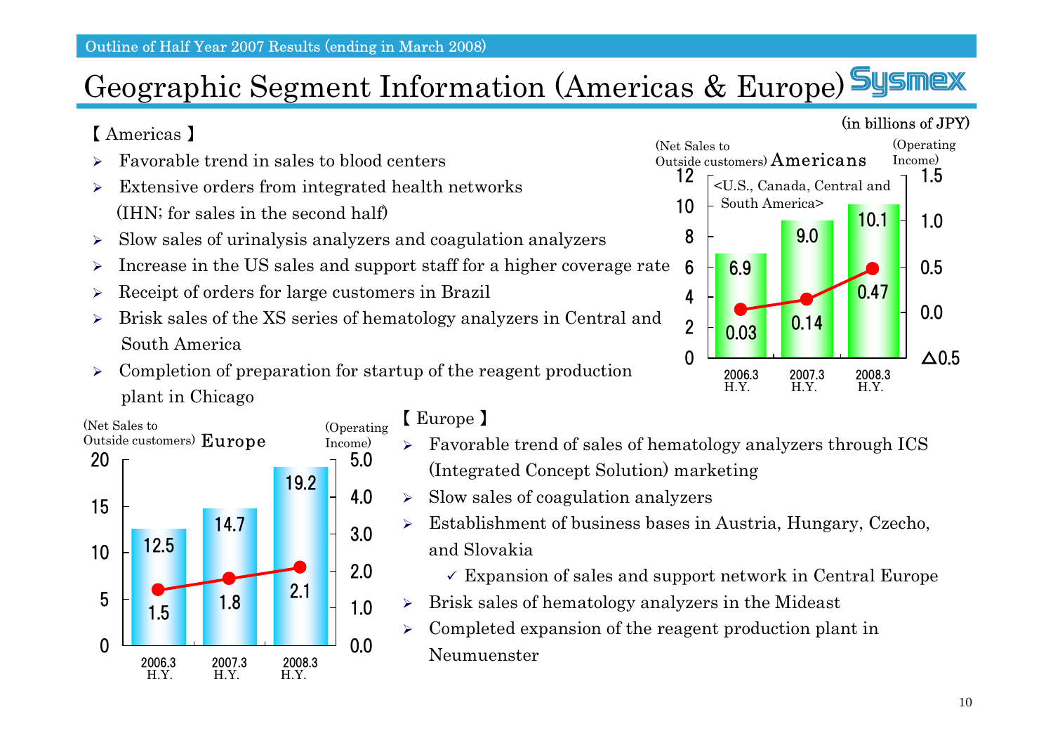Outline of Half Year 2007 Results (ending in March 2008)

# Geographic Segment Information (Americas & Europe)

(in billions of JPY)

【 Americas 】

- Favorable trend in sales to blood centers
- Extensive orders from integrated health networks (IHN; for sales in the second half)
- Slow sales of urinalysis analyzers and coagulation analyzers
- Increase in the US sales and support staff for a higher coverage rate
- Receipt of orders for large customers in Brazil
- Brisk sales of the XS series of hematology analyzers in Central and South America
- Completion of preparation for startup of the reagent production plant in Chicago

**Americans** <U.S., Canada, Central and South America>

| | 2006.3 H.Y. | 2007.3 H.Y. | 2008.3 H.Y. |
|---|---|---|---|
| Net Sales to Outside customers | 6.9 | 9.0 | 10.1 |
| Operating Income | 0.03 | 0.14 | 0.47 |

**Europe**

| | 2006.3 H.Y. | 2007.3 H.Y. | 2008.3 H.Y. |
|---|---|---|---|
| Net Sales to Outside customers | 12.5 | 14.7 | 19.2 |
| Operating Income | 1.5 | 1.8 | 2.1 |

【 Europe 】

- Favorable trend of sales of hematology analyzers through ICS (Integrated Concept Solution) marketing
- Slow sales of coagulation analyzers
- Establishment of business bases in Austria, Hungary, Czecho, and Slovakia
  - ✓ Expansion of sales and support network in Central Europe
- Brisk sales of hematology analyzers in the Mideast
- Completed expansion of the reagent production plant in Neumuenster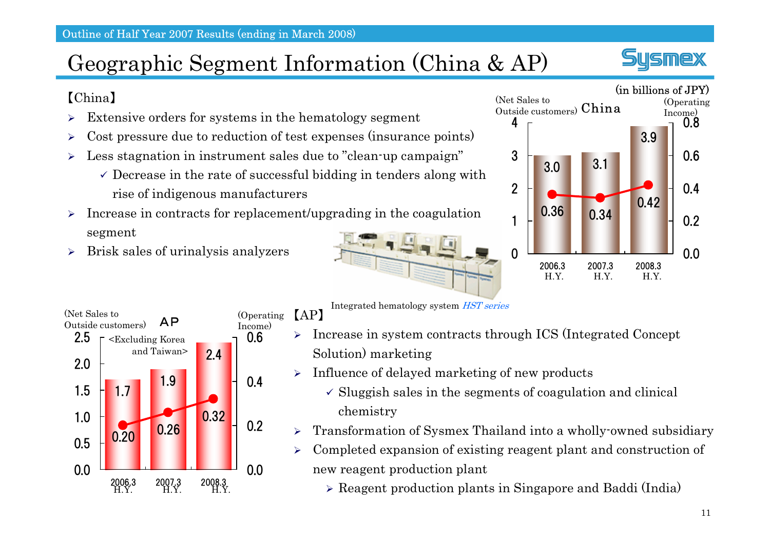# Geographic Segment Information (China & AP)

【China】

- Extensive orders for systems in the hematology segment
- Cost pressure due to reduction of test expenses (insurance points)
- Less stagnation in instrument sales due to "clean-up campaign"
  - ✓ Decrease in the rate of successful bidding in tenders along with rise of indigenous manufacturers
- Increase in contracts for replacement/upgrading in the coagulation segment
- Brisk sales of urinalysis analyzers

(in billions of JPY)

**China**

| | 2006.3 H.Y. | 2007.3 H.Y. | 2008.3 H.Y. |
|---|---|---|---|
| Net Sales to Outside customers | 3.0 | 3.1 | 3.9 |
| Operating Income | 0.36 | 0.34 | 0.42 |

Integrated hematology system *HST series*

**AP** <Excluding Korea and Taiwan>

| | 2006.3 H.Y. | 2007.3 H.Y. | 2008.3 H.Y. |
|---|---|---|---|
| Net Sales to Outside customers | 1.7 | 1.9 | 2.4 |
| Operating Income | 0.20 | 0.26 | 0.32 |

【AP】

- Increase in system contracts through ICS (Integrated Concept Solution) marketing
- Influence of delayed marketing of new products
  - ✓ Sluggish sales in the segments of coagulation and clinical chemistry
- Transformation of Sysmex Thailand into a wholly-owned subsidiary
- Completed expansion of existing reagent plant and construction of new reagent production plant
  - Reagent production plants in Singapore and Baddi (India)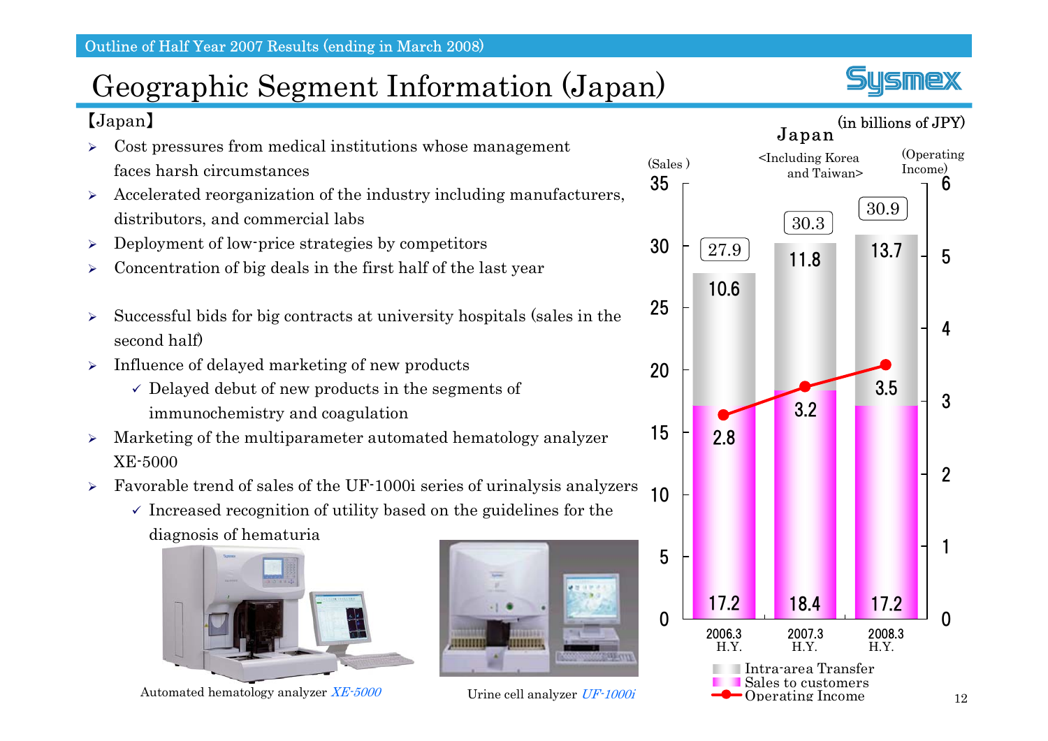# Geographic Segment Information (Japan)

【Japan】

- Cost pressures from medical institutions whose management faces harsh circumstances
- Accelerated reorganization of the industry including manufacturers, distributors, and commercial labs
- Deployment of low-price strategies by competitors
- Concentration of big deals in the first half of the last year

- Successful bids for big contracts at university hospitals (sales in the second half)
- Influence of delayed marketing of new products
  - ✓ Delayed debut of new products in the segments of immunochemistry and coagulation
- Marketing of the multiparameter automated hematology analyzer XE-5000
- Favorable trend of sales of the UF-1000i series of urinalysis analyzers
  - ✓ Increased recognition of utility based on the guidelines for the diagnosis of hematuria

Automated hematology analyzer *XE-5000*

Urine cell analyzer *UF-1000i*

**Japan** <Including Korea and Taiwan> (in billions of JPY)

| | 2006.3 H.Y. | 2007.3 H.Y. | 2008.3 H.Y. |
|---|---|---|---|
| Sales (total) | 27.9 | 30.3 | 30.9 |
| Intra-area Transfer | 10.6 | 11.8 | 13.7 |
| Sales to customers | 17.2 | 18.4 | 17.2 |
| Operating Income | 2.8 | 3.2 | 3.5 |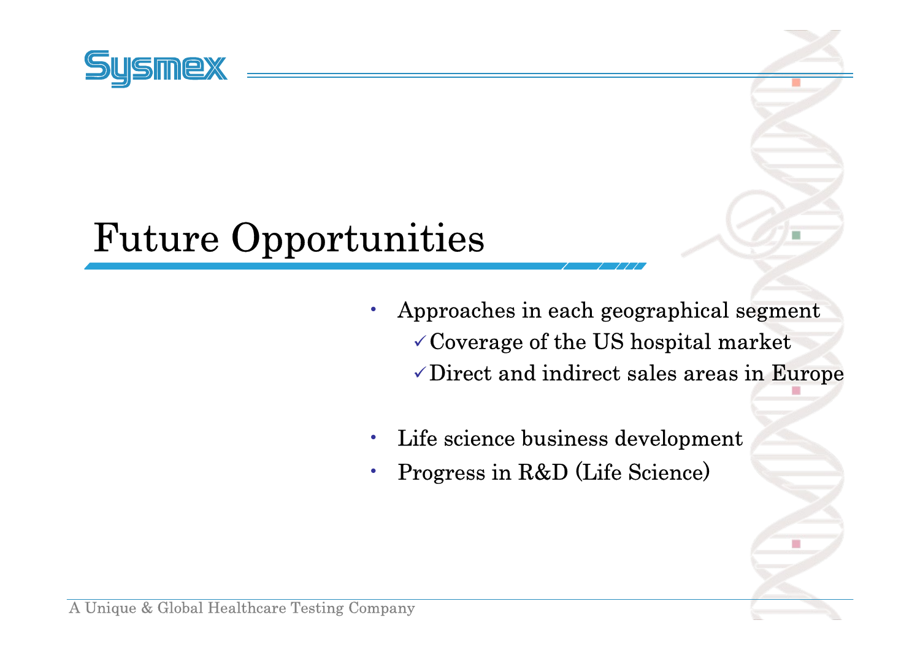# Future Opportunities

- Approaches in each geographical segment
  - ✓ Coverage of the US hospital market
  - ✓ Direct and indirect sales areas in Europe

- Life science business development
- Progress in R&D (Life Science)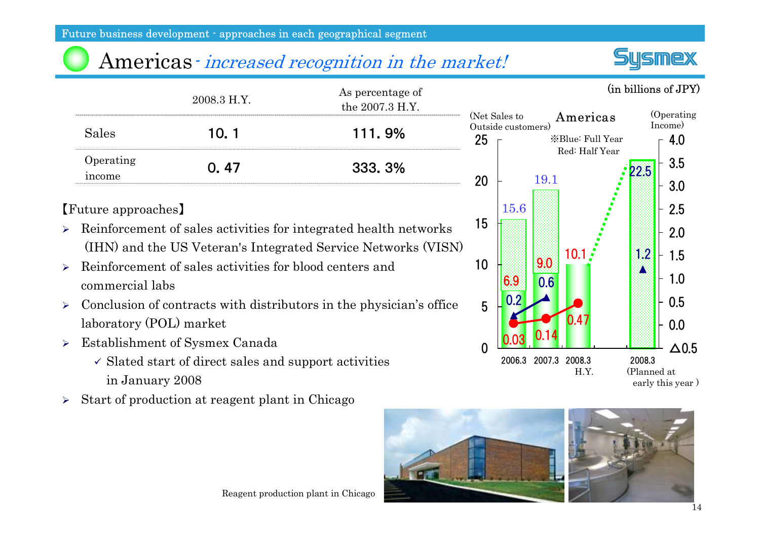Future business development - approaches in each geographical segment

# Americas - *increased recognition in the market!*

(in billions of JPY)

| | 2008.3 H.Y. | As percentage of the 2007.3 H.Y. |
|---|---|---|
| Sales | 10.1 | 111.9% |
| Operating income | 0.47 | 333.3% |

【Future approaches】

- Reinforcement of sales activities for integrated health networks (IHN) and the US Veteran's Integrated Service Networks (VISN)
- Reinforcement of sales activities for blood centers and commercial labs
- Conclusion of contracts with distributors in the physician's office laboratory (POL) market
- Establishment of Sysmex Canada
  - ✓ Slated start of direct sales and support activities in January 2008
- Start of production at reagent plant in Chicago

**Americas**

(Net Sales to Outside customers) / (Operating Income)

※Blue: Full Year
Red: Half Year

| | 2006.3 | 2007.3 | 2008.3 H.Y. | 2008.3 (Planned at early this year) |
|---|---|---|---|---|
| Net Sales (Full Year) | 15.6 | 19.1 | | 22.5 |
| Net Sales (Half Year) | 6.9 | 9.0 | 10.1 | |
| Operating Income (Full Year) | 0.2 | 0.6 | | 1.2 |
| Operating Income (Half Year) | 0.03 | 0.14 | 0.47 | |

Reagent production plant in Chicago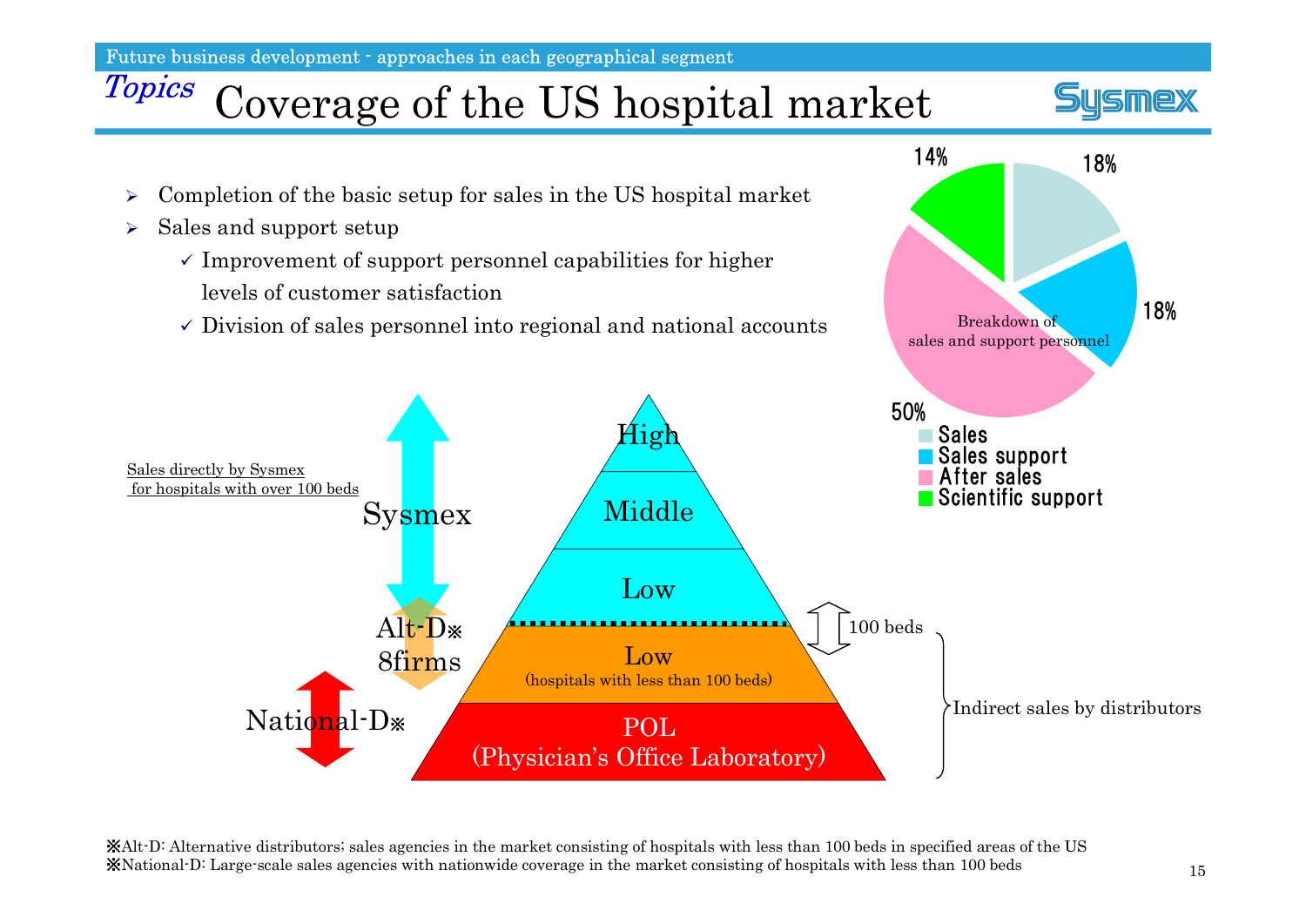Future business development - approaches in each geographical segment

# *Topics* Coverage of the US hospital market

- Completion of the basic setup for sales in the US hospital market
- Sales and support setup
  - ✓ Improvement of support personnel capabilities for higher levels of customer satisfaction
  - ✓ Division of sales personnel into regional and national accounts

Breakdown of sales and support personnel

| Category | Share |
|---|---|
| Sales | 18% |
| Sales support | 18% |
| After sales | 50% |
| Scientific support | 14% |

Sales directly by Sysmex for hospitals with over 100 beds

Sysmex

Alt-D※ 8firms

National-D※

High

Middle

Low

100 beds

Low (hospitals with less than 100 beds)

POL (Physician's Office Laboratory)

Indirect sales by distributors

※Alt-D: Alternative distributors; sales agencies in the market consisting of hospitals with less than 100 beds in specified areas of the US
※National-D: Large-scale sales agencies with nationwide coverage in the market consisting of hospitals with less than 100 beds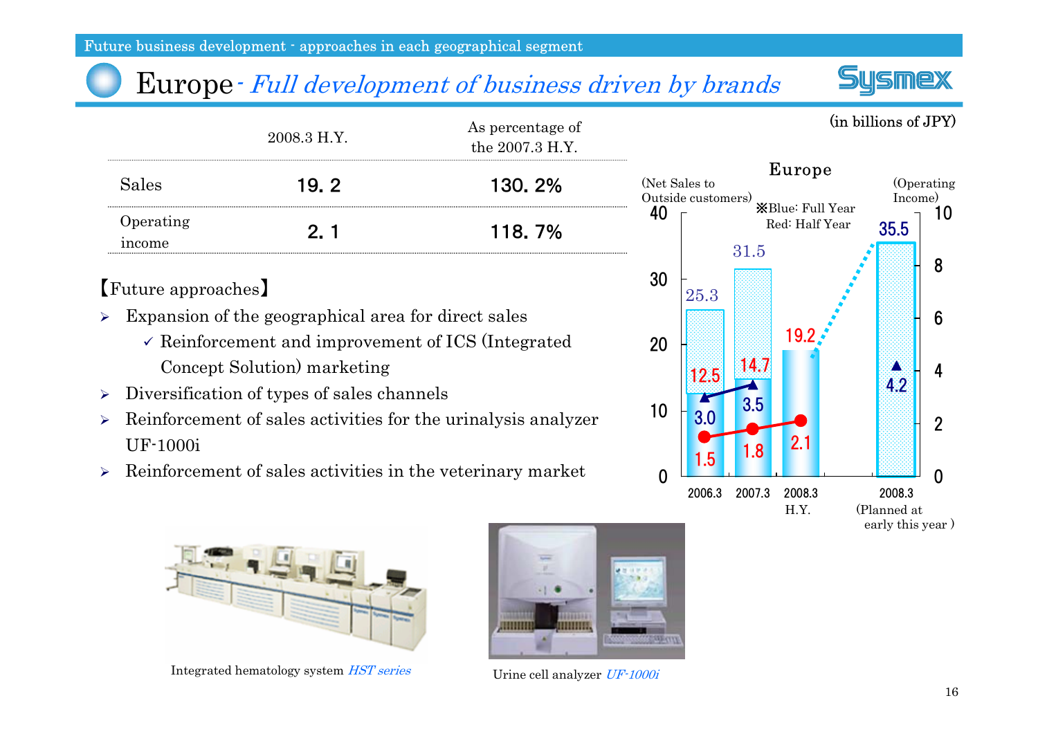Future business development - approaches in each geographical segment

# Europe - *Full development of business driven by brands*

(in billions of JPY)

| | 2008.3 H.Y. | As percentage of the 2007.3 H.Y. |
|---|---|---|
| Sales | 19.2 | 130.2% |
| Operating income | 2.1 | 118.7% |

【Future approaches】

- Expansion of the geographical area for direct sales
  - ✓ Reinforcement and improvement of ICS (Integrated Concept Solution) marketing
- Diversification of types of sales channels
- Reinforcement of sales activities for the urinalysis analyzer UF-1000i
- Reinforcement of sales activities in the veterinary market

**Europe**

※Blue: Full Year, Red: Half Year

| | 2006.3 | 2007.3 | 2008.3 H.Y. | 2008.3 (Planned at early this year) |
|---|---|---|---|---|
| Net Sales to Outside customers (Full Year) | 25.3 | 31.5 | | 35.5 |
| Net Sales to Outside customers (Half Year) | 12.5 | 14.7 | 19.2 | |
| Operating Income (Full Year) | 3.0 | 3.5 | | 4.2 |
| Operating Income (Half Year) | 1.5 | 1.8 | 2.1 | |

Integrated hematology system *HST series*

Urine cell analyzer *UF-1000i*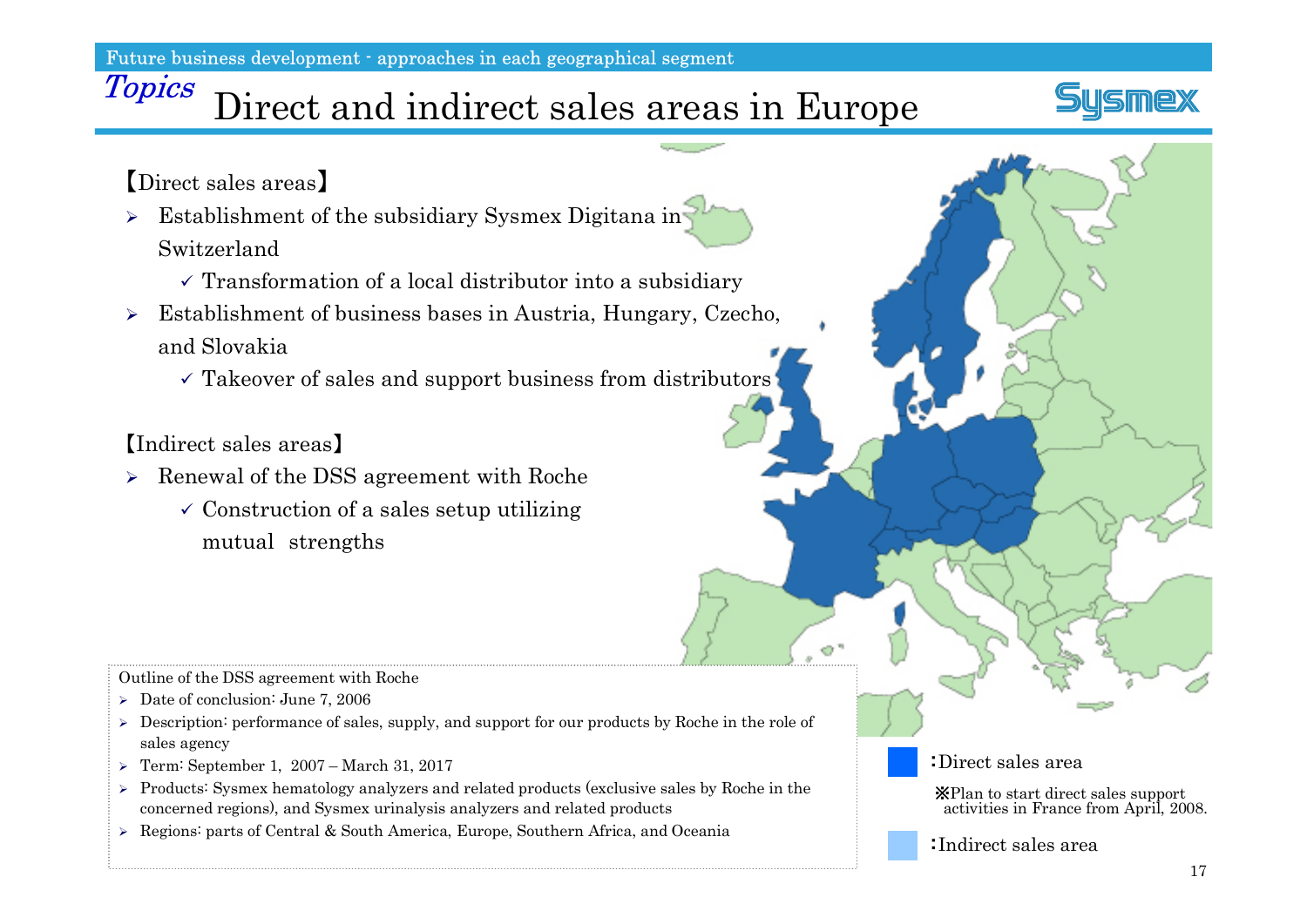# Topics Direct and indirect sales areas in Europe

【Direct sales areas】

- Establishment of the subsidiary Sysmex Digitana in Switzerland
  - ✓ Transformation of a local distributor into a subsidiary
- Establishment of business bases in Austria, Hungary, Czecho, and Slovakia
  - ✓ Takeover of sales and support business from distributors

【Indirect sales areas】

- Renewal of the DSS agreement with Roche
  - ✓ Construction of a sales setup utilizing mutual strengths

Outline of the DSS agreement with Roche

- Date of conclusion: June 7, 2006
- Description: performance of sales, supply, and support for our products by Roche in the role of sales agency
- Term: September 1, 2007 – March 31, 2017
- Products: Sysmex hematology analyzers and related products (exclusive sales by Roche in the concerned regions), and Sysmex urinalysis analyzers and related products
- Regions: parts of Central & South America, Europe, Southern Africa, and Oceania

: Direct sales area

※Plan to start direct sales support activities in France from April, 2008.

: Indirect sales area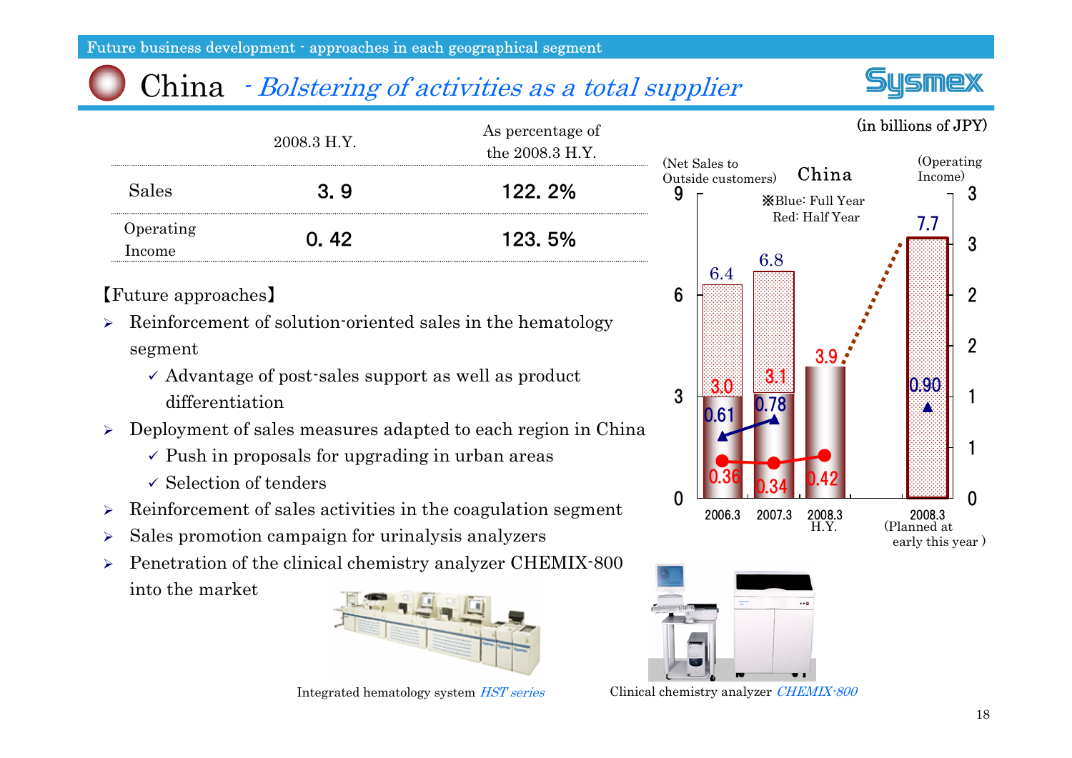Future business development - approaches in each geographical segment

# China - *Bolstering of activities as a total supplier*

(in billions of JPY)

| | 2008.3 H.Y. | As percentage of the 2008.3 H.Y. |
|---|---|---|
| Sales | 3.9 | 122.2% |
| Operating Income | 0.42 | 123.5% |

【Future approaches】

- Reinforcement of solution-oriented sales in the hematology segment
  - ✓ Advantage of post-sales support as well as product differentiation
- Deployment of sales measures adapted to each region in China
  - ✓ Push in proposals for upgrading in urban areas
  - ✓ Selection of tenders
- Reinforcement of sales activities in the coagulation segment
- Sales promotion campaign for urinalysis analyzers
- Penetration of the clinical chemistry analyzer CHEMIX-800 into the market

**China**

※Blue: Full Year / Red: Half Year

| | Net Sales to Outside customers (Full Year) | Net Sales to Outside customers (Half Year) | Operating Income (Full Year) | Operating Income (Half Year) |
|---|---|---|---|---|
| 2006.3 | 6.4 | 3.0 | 0.61 | 0.36 |
| 2007.3 | 6.8 | 3.1 | 0.78 | 0.34 |
| 2008.3 H.Y. | | 3.9 | | 0.42 |
| 2008.3 (Planned at early this year) | 7.7 | | 0.90 | |

Integrated hematology system *HST series*

Clinical chemistry analyzer *CHEMIX-800*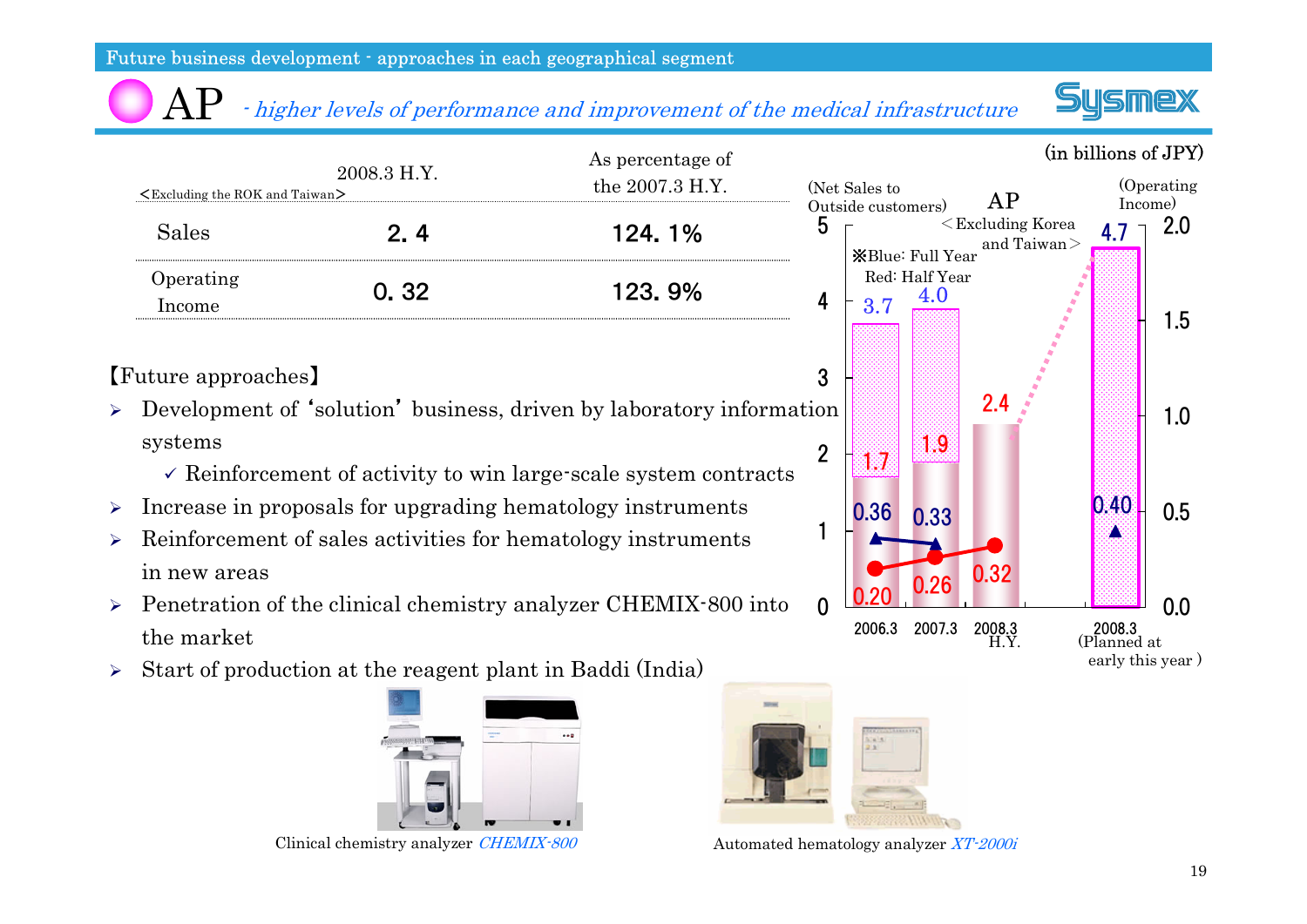Future business development - approaches in each geographical segment

# AP *- higher levels of performance and improvement of the medical infrastructure*

(in billions of JPY)

| <Excluding the ROK and Taiwan> | 2008.3 H.Y. | As percentage of the 2007.3 H.Y. |
|---|---|---|
| Sales | 2.4 | 124.1% |
| Operating Income | 0.32 | 123.9% |

【Future approaches】

- Development of 'solution' business, driven by laboratory information systems
  - ✓ Reinforcement of activity to win large-scale system contracts
- Increase in proposals for upgrading hematology instruments
- Reinforcement of sales activities for hematology instruments in new areas
- Penetration of the clinical chemistry analyzer CHEMIX-800 into the market
- Start of production at the reagent plant in Baddi (India)

AP <Excluding Korea and Taiwan>

※Blue: Full Year
Red: Half Year

| | Net Sales to Outside customers (Full Year) | Net Sales to Outside customers (Half Year) | Operating Income (Full Year) | Operating Income (Half Year) |
|---|---|---|---|---|
| 2006.3 | 3.7 | 1.7 | 0.36 | 0.20 |
| 2007.3 | 4.0 | 1.9 | 0.33 | 0.26 |
| 2008.3 H.Y. | | 2.4 | | 0.32 |
| 2008.3 (Planned at early this year) | 4.7 | | 0.40 | |

Clinical chemistry analyzer *CHEMIX-800*

Automated hematology analyzer *XT-2000i*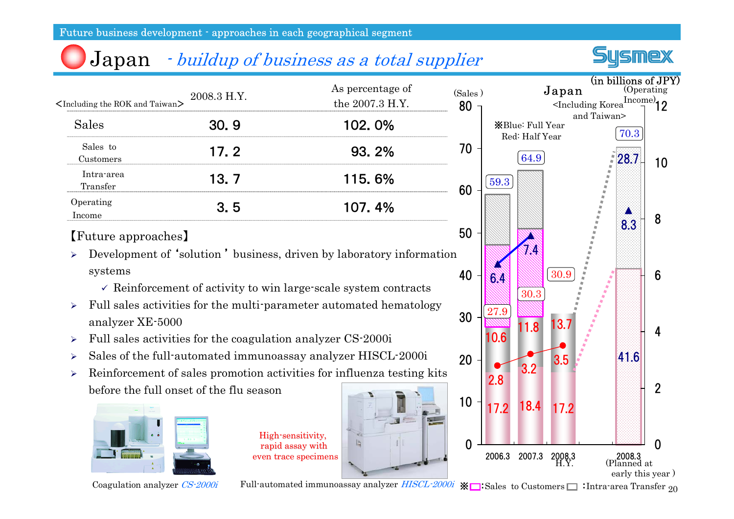Future business development - approaches in each geographical segment

# Japan - *buildup of business as a total supplier*

| <Including the ROK and Taiwan> | 2008.3 H.Y. | As percentage of the 2007.3 H.Y. |
|---|---|---|
| Sales | 30.9 | 102.0% |
| Sales to Customers | 17.2 | 93.2% |
| Intra-area Transfer | 13.7 | 115.6% |
| Operating Income | 3.5 | 107.4% |

【Future approaches】

- Development of 'solution' business, driven by laboratory information systems
  - ✓ Reinforcement of activity to win large-scale system contracts
- Full sales activities for the multi-parameter automated hematology analyzer XE-5000
- Full sales activities for the coagulation analyzer CS-2000i
- Sales of the full-automated immunoassay analyzer HISCL-2000i
- Reinforcement of sales promotion activities for influenza testing kits before the full onset of the flu season

Coagulation analyzer *CS-2000i*

High-sensitivity, rapid assay with even trace specimens

Full-automated immunoassay analyzer *HISCL-2000i*

Japan <Including Korea and Taiwan> (in billions of JPY)

※Blue: Full Year, Red: Half Year

| | 2006.3 | 2007.3 | 2008.3 H.Y. | 2008.3 (Planned at early this year) |
|---|---|---|---|---|
| Sales (Full Year) | 59.3 | 64.9 | | 70.3 |
| Sales (Half Year) | 27.9 | 30.3 | 30.9 | |
| Sales to Customers | 17.2 | 18.4 | 17.2 | 41.6 |
| Intra-area Transfer | 10.6 | 11.8 | 13.7 | 28.7 |
| Operating Income (Full Year) | 6.4 | 7.4 | | 8.3 |
| Operating Income (Half Year) | 2.8 | 3.2 | 3.5 | |

※ □: Sales to Customers □: Intra-area Transfer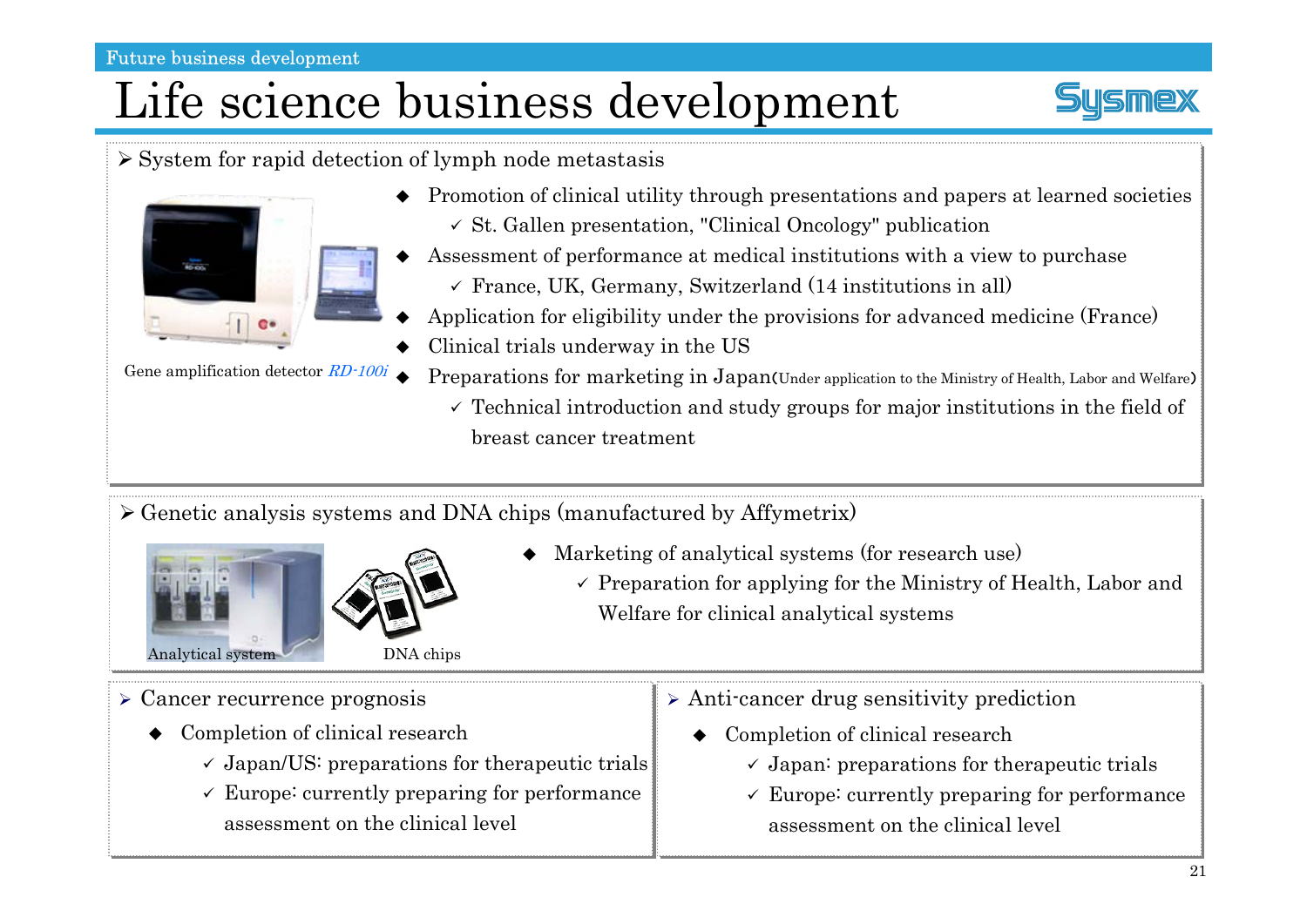# Life science business development

- System for rapid detection of lymph node metastasis

Gene amplification detector *RD-100i*

- Promotion of clinical utility through presentations and papers at learned societies
  - ✓ St. Gallen presentation, "Clinical Oncology" publication
- Assessment of performance at medical institutions with a view to purchase
  - ✓ France, UK, Germany, Switzerland (14 institutions in all)
- Application for eligibility under the provisions for advanced medicine (France)
- Clinical trials underway in the US
- Preparations for marketing in Japan (Under application to the Ministry of Health, Labor and Welfare)
  - ✓ Technical introduction and study groups for major institutions in the field of breast cancer treatment

- Genetic analysis systems and DNA chips (manufactured by Affymetrix)

Analytical system

DNA chips

- Marketing of analytical systems (for research use)
  - ✓ Preparation for applying for the Ministry of Health, Labor and Welfare for clinical analytical systems

- Cancer recurrence prognosis
  - Completion of clinical research
    - ✓ Japan/US: preparations for therapeutic trials
    - ✓ Europe: currently preparing for performance assessment on the clinical level

- Anti-cancer drug sensitivity prediction
  - Completion of clinical research
    - ✓ Japan: preparations for therapeutic trials
    - ✓ Europe: currently preparing for performance assessment on the clinical level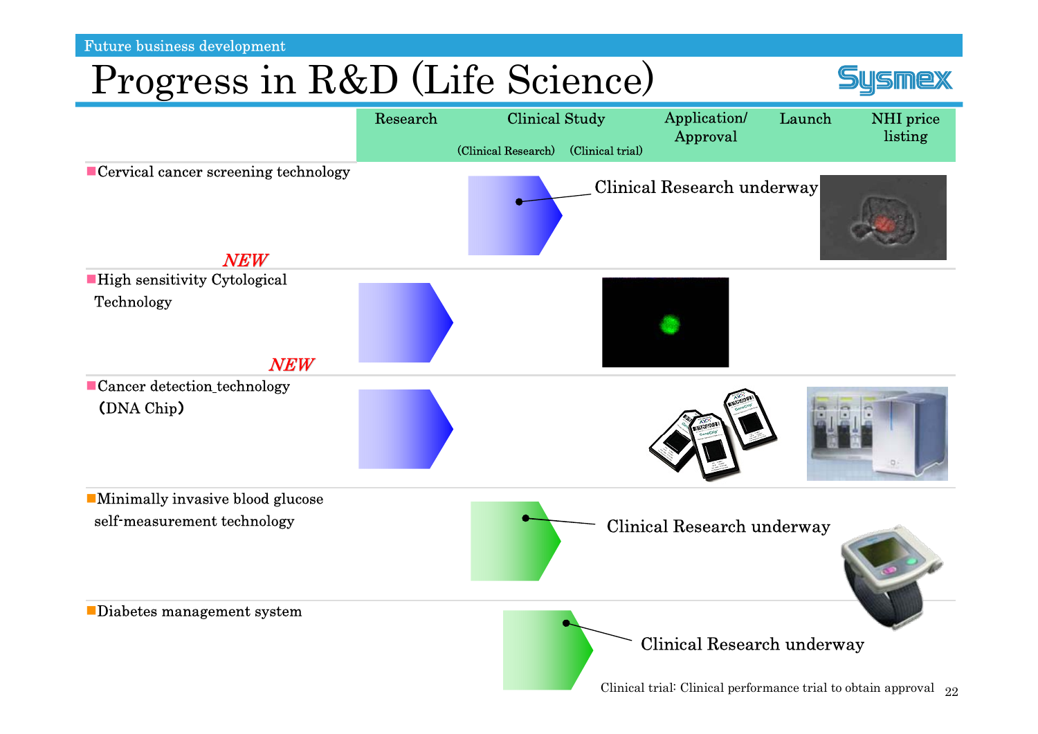Future business development

# Progress in R&D (Life Science)

| | Research | Clinical Study (Clinical Research) | Clinical Study (Clinical trial) | Application/ Approval | Launch | NHI price listing |
|---|---|---|---|---|---|---|
| Cervical cancer screening technology | | Clinical Research underway | | | | |
| High sensitivity Cytological Technology *NEW* | ● | | | | | |
| Cancer detection technology (DNA Chip) *NEW* | ● | | | | | |
| Minimally invasive blood glucose self-measurement technology | | Clinical Research underway | | | | |
| Diabetes management system | | Clinical Research underway | | | | |

Clinical trial: Clinical performance trial to obtain approval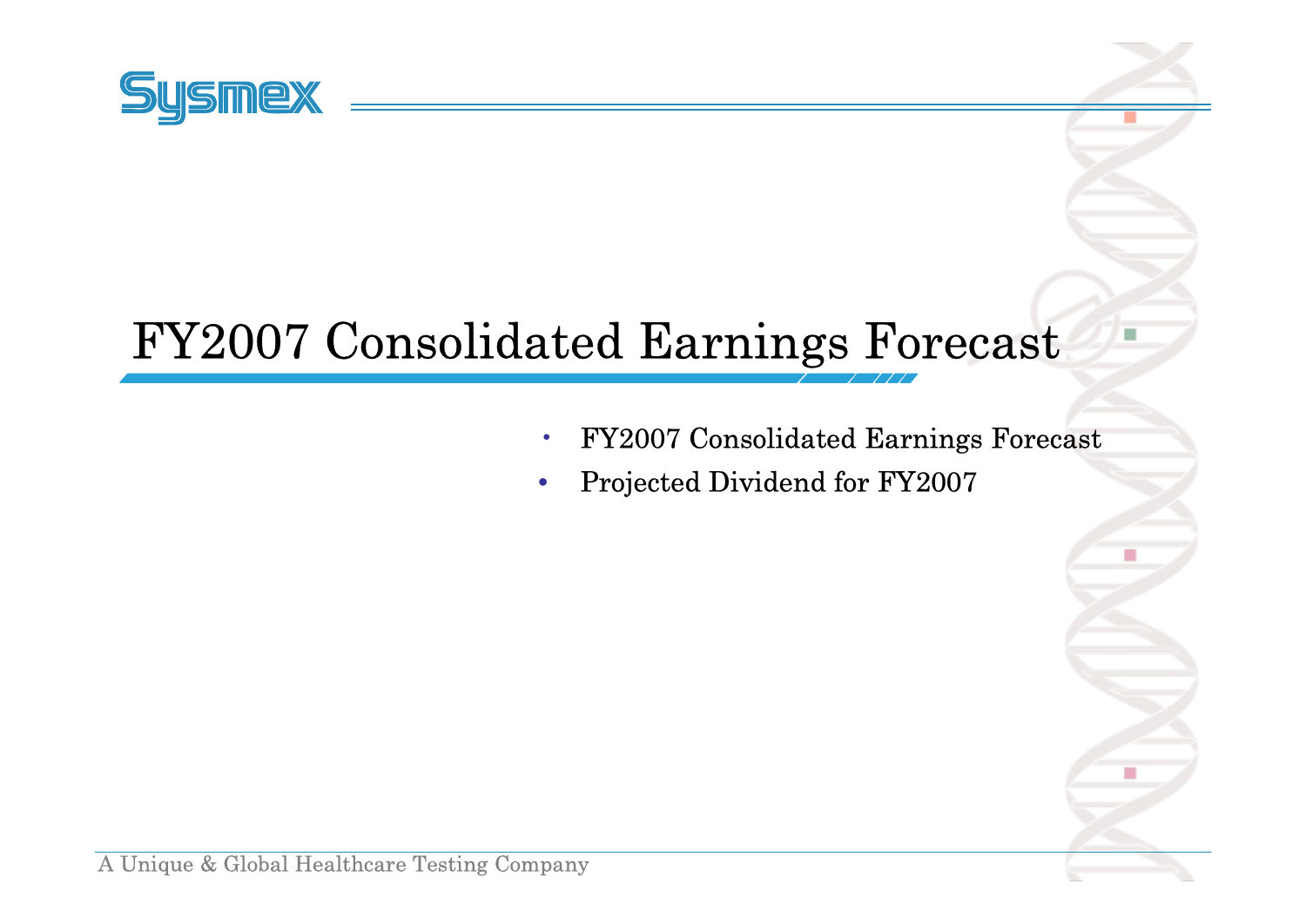# FY2007 Consolidated Earnings Forecast

- FY2007 Consolidated Earnings Forecast
- Projected Dividend for FY2007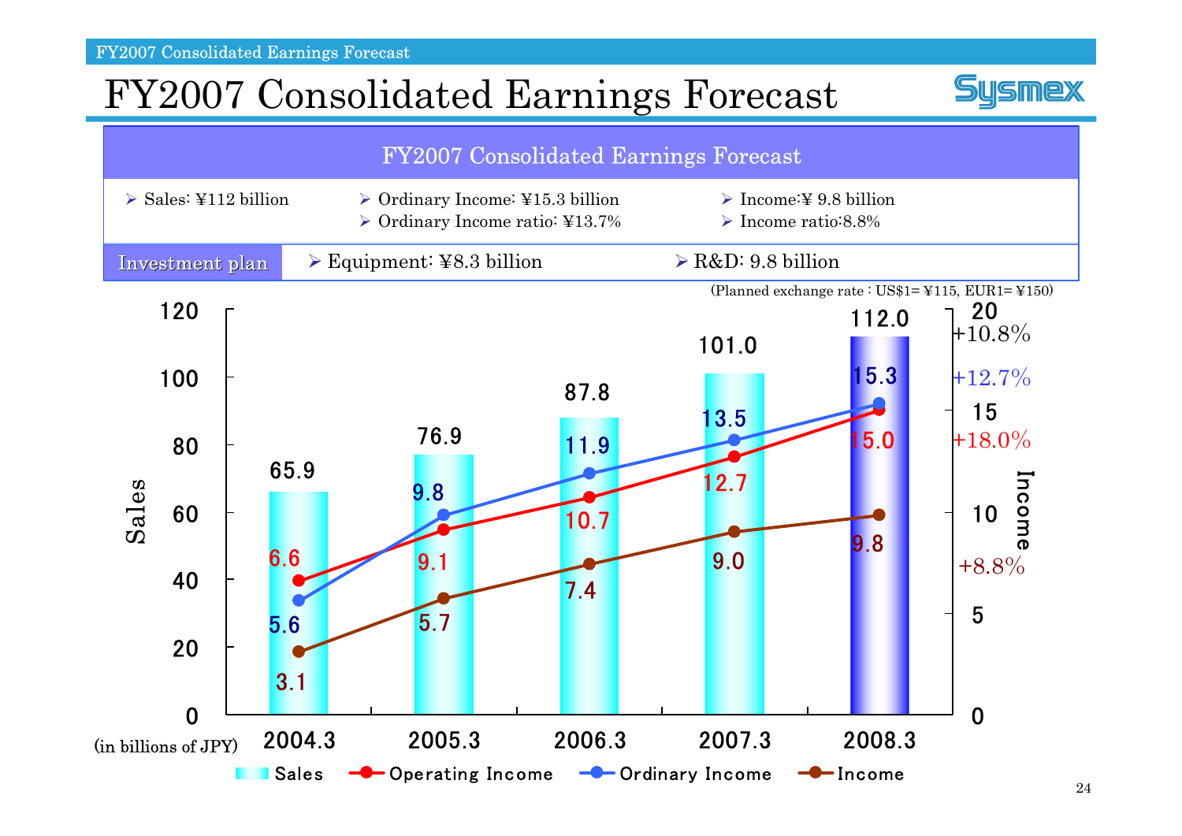# FY2007 Consolidated Earnings Forecast

## FY2007 Consolidated Earnings Forecast

- Sales: ¥112 billion
- Ordinary Income: ¥15.3 billion
- Ordinary Income ratio: ¥13.7%
- Income:¥ 9.8 billion
- Income ratio:8.8%

**Investment plan**

- Equipment: ¥8.3 billion
- R&D: 9.8 billion

(Planned exchange rate : US$1= ¥115, EUR1= ¥150)

(in billions of JPY)

| | 2004.3 | 2005.3 | 2006.3 | 2007.3 | 2008.3 | YoY |
|---|---|---|---|---|---|---|
| Sales | 65.9 | 76.9 | 87.8 | 101.0 | 112.0 | +10.8% |
| Operating Income | 6.6 | 9.1 | 10.7 | 12.7 | 15.0 | +18.0% |
| Ordinary Income | 5.6 | 9.8 | 11.9 | 13.5 | 15.3 | +12.7% |
| Income | 3.1 | 5.7 | 7.4 | 9.0 | 9.8 | +8.8% |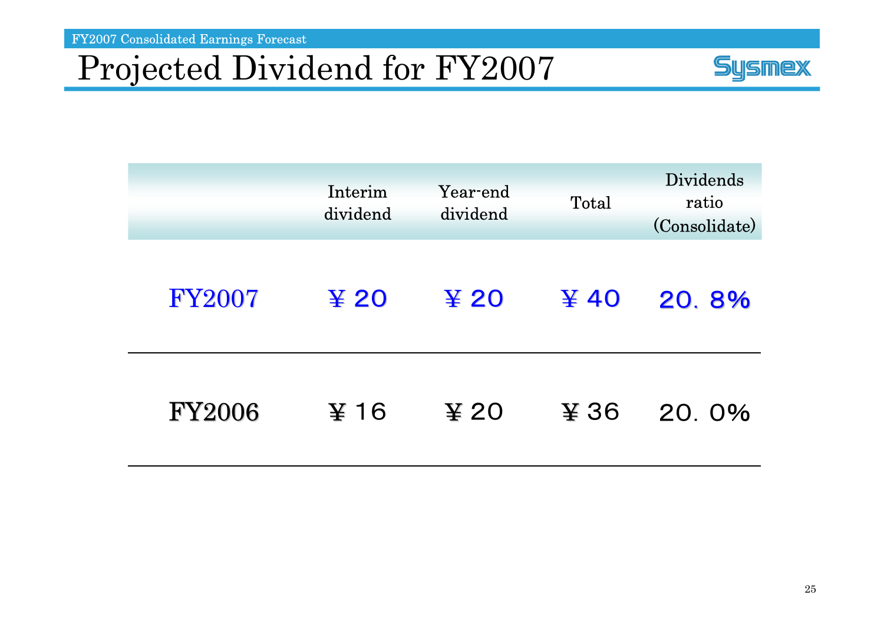# Projected Dividend for FY2007

| | Interim dividend | Year-end dividend | Total | Dividends ratio (Consolidate) |
|---|---|---|---|---|
| FY2007 | ￥20 | ￥20 | ￥40 | 20.8% |
| FY2006 | ￥16 | ￥20 | ￥36 | 20.0% |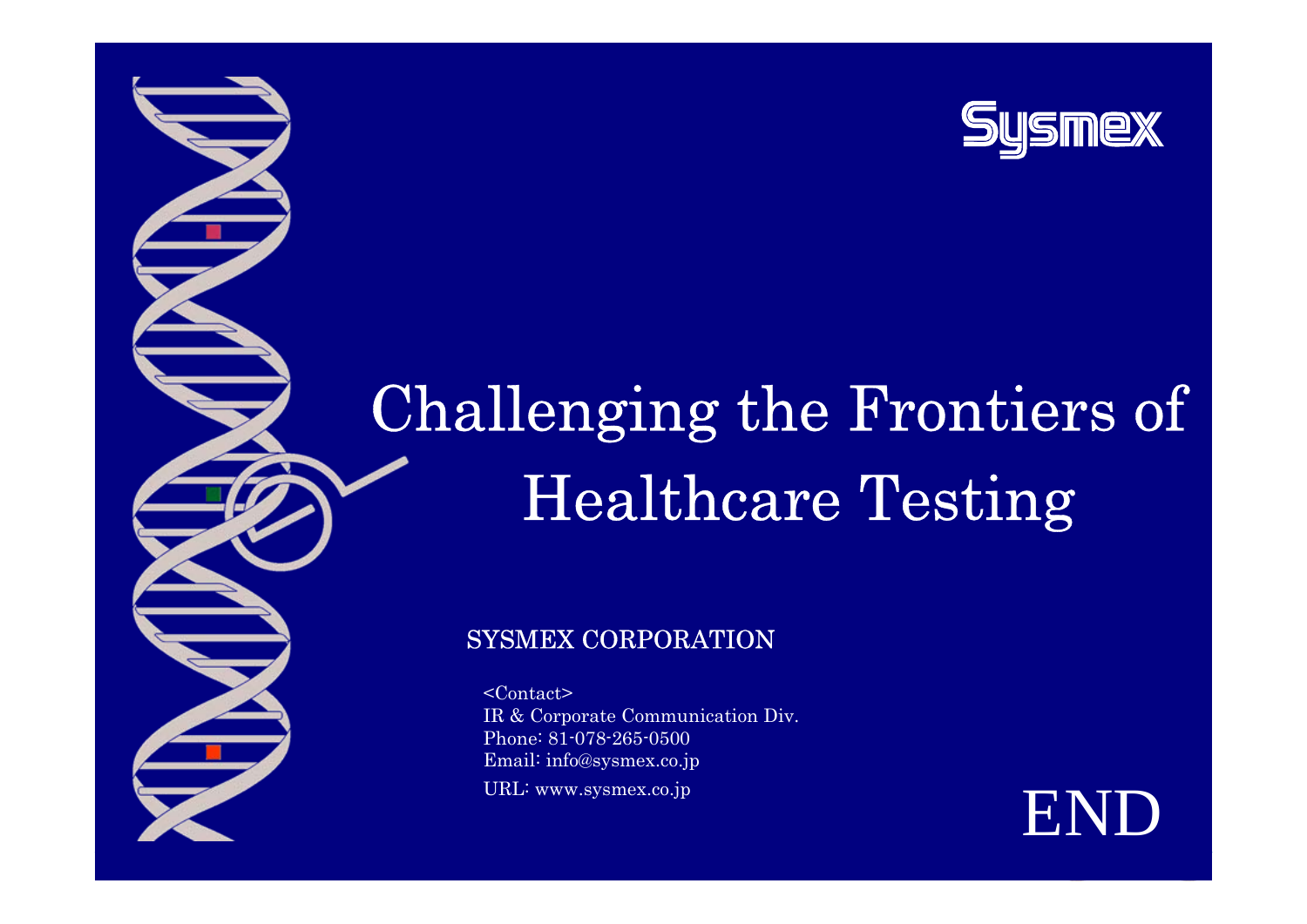Sysmex

# Challenging the Frontiers of Healthcare Testing

SYSMEX CORPORATION

<Contact>
IR & Corporate Communication Div.
Phone: 81-078-265-0500
Email: info@sysmex.co.jp
URL: www.sysmex.co.jp

END